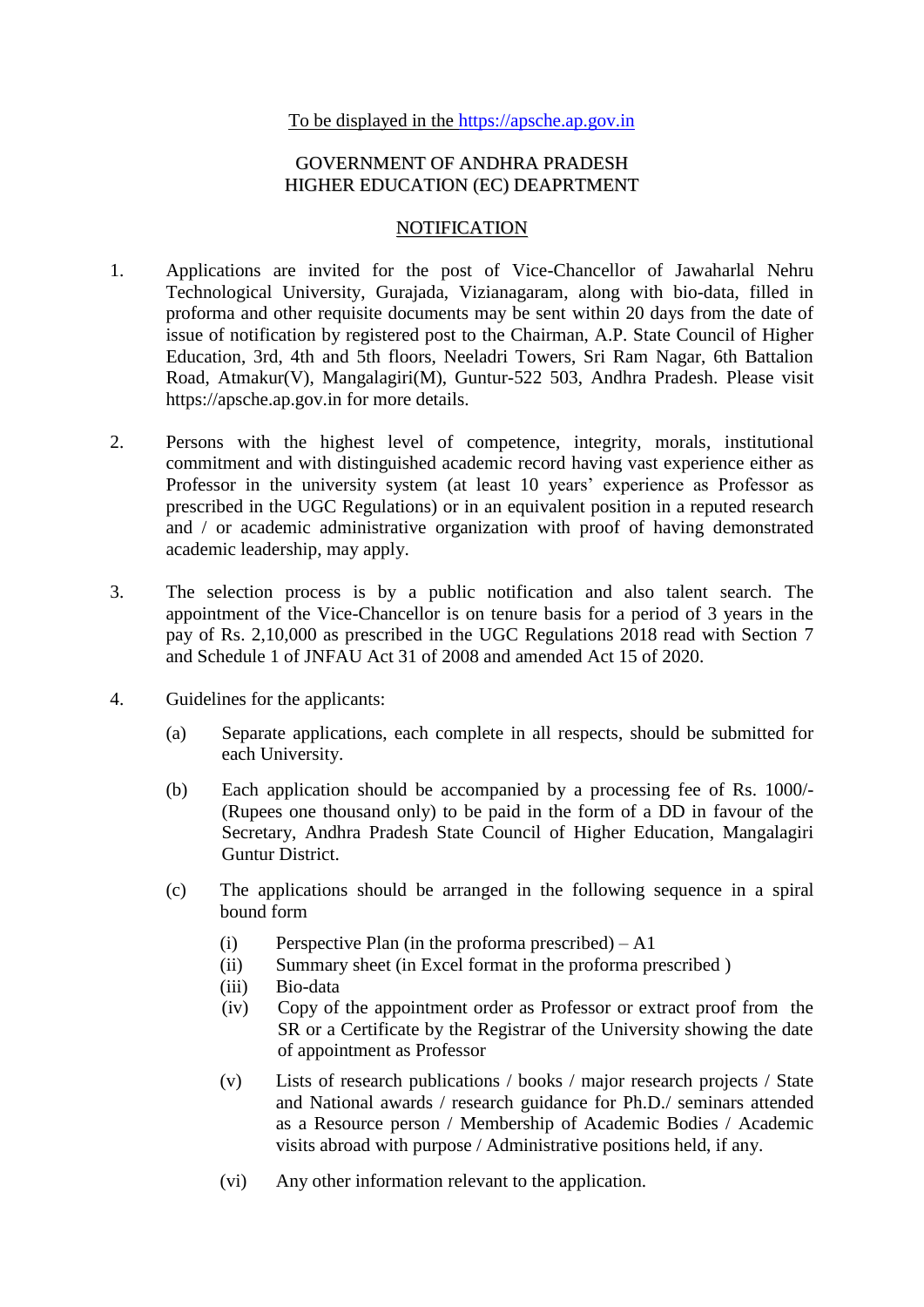To be displayed in the https://apsche.ap.gov.in

GOVERNMENT OF ANDHRA PRADESH
HIGHER EDUCATION (EC) DEAPRTMENT

# NOTIFICATION

1. Applications are invited for the post of Vice-Chancellor of Jawaharlal Nehru Technological University, Gurajada, Vizianagaram, along with bio-data, filled in proforma and other requisite documents may be sent within 20 days from the date of issue of notification by registered post to the Chairman, A.P. State Council of Higher Education, 3rd, 4th and 5th floors, Neeladri Towers, Sri Ram Nagar, 6th Battalion Road, Atmakur(V), Mangalagiri(M), Guntur-522 503, Andhra Pradesh. Please visit https://apsche.ap.gov.in for more details.

2. Persons with the highest level of competence, integrity, morals, institutional commitment and with distinguished academic record having vast experience either as Professor in the university system (at least 10 years' experience as Professor as prescribed in the UGC Regulations) or in an equivalent position in a reputed research and / or academic administrative organization with proof of having demonstrated academic leadership, may apply.

3. The selection process is by a public notification and also talent search. The appointment of the Vice-Chancellor is on tenure basis for a period of 3 years in the pay of Rs. 2,10,000 as prescribed in the UGC Regulations 2018 read with Section 7 and Schedule 1 of JNFAU Act 31 of 2008 and amended Act 15 of 2020.

4. Guidelines for the applicants:

   (a) Separate applications, each complete in all respects, should be submitted for each University.

   (b) Each application should be accompanied by a processing fee of Rs. 1000/- (Rupees one thousand only) to be paid in the form of a DD in favour of the Secretary, Andhra Pradesh State Council of Higher Education, Mangalagiri Guntur District.

   (c) The applications should be arranged in the following sequence in a spiral bound form

      (i) Perspective Plan (in the proforma prescribed) – A1
      (ii) Summary sheet (in Excel format in the proforma prescribed )
      (iii) Bio-data
      (iv) Copy of the appointment order as Professor or extract proof from the SR or a Certificate by the Registrar of the University showing the date of appointment as Professor

      (v) Lists of research publications / books / major research projects / State and National awards / research guidance for Ph.D./ seminars attended as a Resource person / Membership of Academic Bodies / Academic visits abroad with purpose / Administrative positions held, if any.

      (vi) Any other information relevant to the application.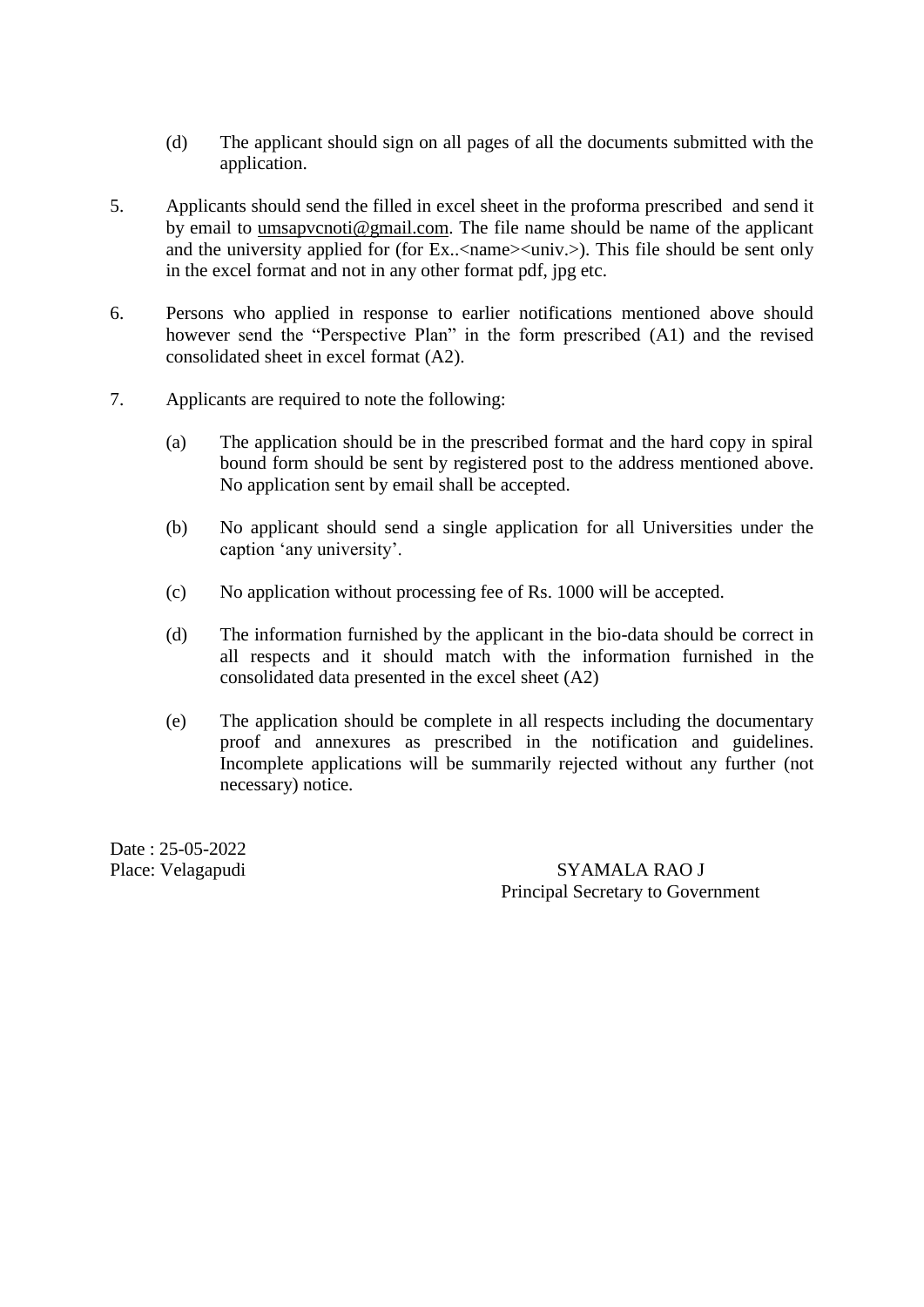(d) The applicant should sign on all pages of all the documents submitted with the application.

5. Applicants should send the filled in excel sheet in the proforma prescribed and send it by email to umsapvcnoti@gmail.com. The file name should be name of the applicant and the university applied for (for Ex..<name><univ.>). This file should be sent only in the excel format and not in any other format pdf, jpg etc.

6. Persons who applied in response to earlier notifications mentioned above should however send the "Perspective Plan" in the form prescribed (A1) and the revised consolidated sheet in excel format (A2).

7. Applicants are required to note the following:

   (a) The application should be in the prescribed format and the hard copy in spiral bound form should be sent by registered post to the address mentioned above. No application sent by email shall be accepted.

   (b) No applicant should send a single application for all Universities under the caption 'any university'.

   (c) No application without processing fee of Rs. 1000 will be accepted.

   (d) The information furnished by the applicant in the bio-data should be correct in all respects and it should match with the information furnished in the consolidated data presented in the excel sheet (A2)

   (e) The application should be complete in all respects including the documentary proof and annexures as prescribed in the notification and guidelines. Incomplete applications will be summarily rejected without any further (not necessary) notice.

Date : 25-05-2022
Place: Velagapudi

SYAMALA RAO J
Principal Secretary to Government